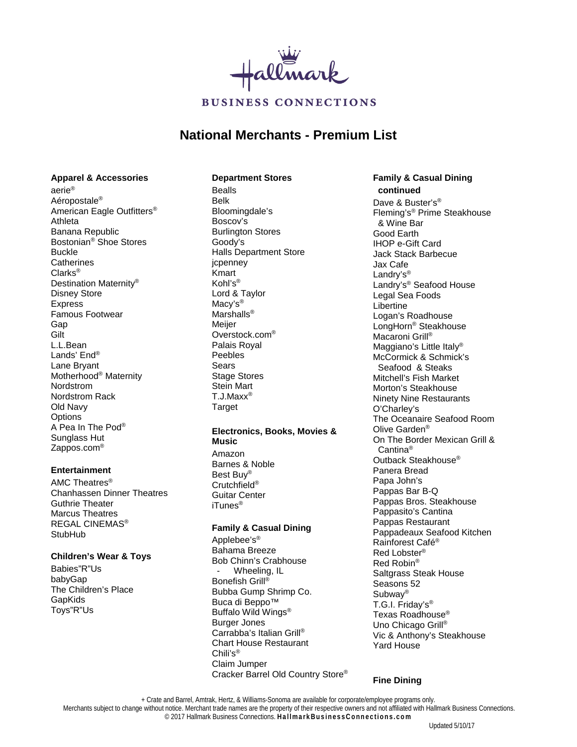Hallmark

BUSINESS CONNECTIONS

# National Merchants - Premium List

### Apparel & Accessories

aerie®
Aéropostale®
American Eagle Outfitters®
Athleta
Banana Republic
Bostonian® Shoe Stores
Buckle
Catherines
Clarks®
Destination Maternity®
Disney Store
Express
Famous Footwear
Gap
Gilt
L.L.Bean
Lands' End®
Lane Bryant
Motherhood® Maternity
Nordstrom
Nordstrom Rack
Old Navy
Options
A Pea In The Pod®
Sunglass Hut
Zappos.com®

### Entertainment

AMC Theatres®
Chanhassen Dinner Theatres
Guthrie Theater
Marcus Theatres
REGAL CINEMAS®
StubHub

### Children's Wear & Toys

Babies"R"Us
babyGap
The Children's Place
GapKids
Toys"R"Us

### Department Stores

Bealls
Belk
Bloomingdale's
Boscov's
Burlington Stores
Goody's
Halls Department Store
jcpenney
Kmart
Kohl's®
Lord & Taylor
Macy's®
Marshalls®
Meijer
Overstock.com®
Palais Royal
Peebles
Sears
Stage Stores
Stein Mart
T.J.Maxx®
Target

### Electronics, Books, Movies & Music

Amazon
Barnes & Noble
Best Buy®
Crutchfield®
Guitar Center
iTunes®

### Family & Casual Dining

Applebee's®
Bahama Breeze
Bob Chinn's Crabhouse
- Wheeling, IL
Bonefish Grill®
Bubba Gump Shrimp Co.
Buca di Beppo™
Buffalo Wild Wings®
Burger Jones
Carrabba's Italian Grill®
Chart House Restaurant
Chili's®
Claim Jumper
Cracker Barrel Old Country Store®

### Family & Casual Dining continued

Dave & Buster's®
Fleming's® Prime Steakhouse & Wine Bar
Good Earth
IHOP e-Gift Card
Jack Stack Barbecue
Jax Cafe
Landry's®
Landry's® Seafood House
Legal Sea Foods
Libertine
Logan's Roadhouse
LongHorn® Steakhouse
Macaroni Grill®
Maggiano's Little Italy®
McCormick & Schmick's Seafood & Steaks
Mitchell's Fish Market
Morton's Steakhouse
Ninety Nine Restaurants
O'Charley's
The Oceanaire Seafood Room
Olive Garden®
On The Border Mexican Grill & Cantina®
Outback Steakhouse®
Panera Bread
Papa John's
Pappas Bar B-Q
Pappas Bros. Steakhouse
Pappasito's Cantina
Pappas Restaurant
Pappadeaux Seafood Kitchen
Rainforest Café®
Red Lobster®
Red Robin®
Saltgrass Steak House
Seasons 52
Subway®
T.G.I. Friday's®
Texas Roadhouse®
Uno Chicago Grill®
Vic & Anthony's Steakhouse
Yard House

### Fine Dining

+ Crate and Barrel, Amtrak, Hertz, & Williams-Sonoma are available for corporate/employee programs only.
Merchants subject to change without notice. Merchant trade names are the property of their respective owners and not affiliated with Hallmark Business Connections.
© 2017 Hallmark Business Connections. **HallmarkBusinessConnections.com**

Updated 5/10/17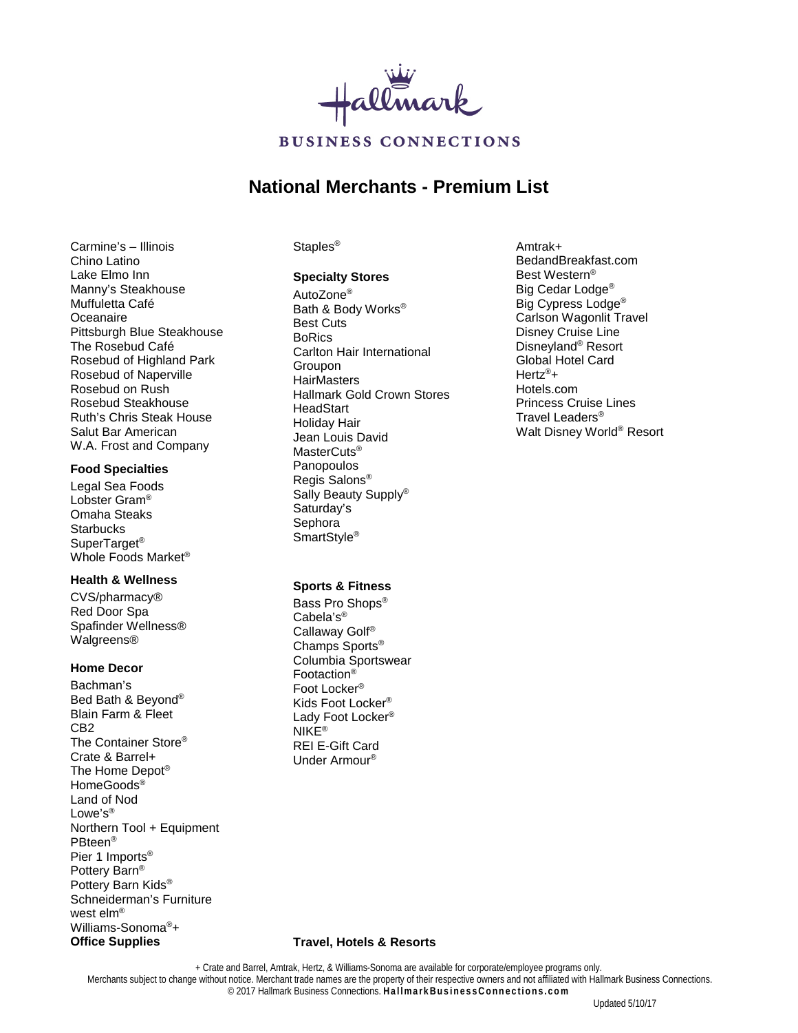# Hallmark BUSINESS CONNECTIONS

## National Merchants - Premium List

Carmine's – Illinois
Chino Latino
Lake Elmo Inn
Manny's Steakhouse
Muffuletta Café
Oceanaire
Pittsburgh Blue Steakhouse
The Rosebud Café
Rosebud of Highland Park
Rosebud of Naperville
Rosebud on Rush
Rosebud Steakhouse
Ruth's Chris Steak House
Salut Bar American
W.A. Frost and Company

**Food Specialties**

Legal Sea Foods
Lobster Gram®
Omaha Steaks
Starbucks
SuperTarget®
Whole Foods Market®

**Health & Wellness**

CVS/pharmacy®
Red Door Spa
Spafinder Wellness®
Walgreens®

**Home Decor**

Bachman's
Bed Bath & Beyond®
Blain Farm & Fleet
CB2
The Container Store®
Crate & Barrel+
The Home Depot®
HomeGoods®
Land of Nod
Lowe's®
Northern Tool + Equipment
PBteen®
Pier 1 Imports®
Pottery Barn®
Pottery Barn Kids®
Schneiderman's Furniture
west elm®
Williams-Sonoma®+

**Office Supplies**

Staples®

**Specialty Stores**

AutoZone®
Bath & Body Works®
Best Cuts
BoRics
Carlton Hair International
Groupon
HairMasters
Hallmark Gold Crown Stores
HeadStart
Holiday Hair
Jean Louis David
MasterCuts®
Panopoulos
Regis Salons®
Sally Beauty Supply®
Saturday's
Sephora
SmartStyle®

**Sports & Fitness**

Bass Pro Shops®
Cabela's®
Callaway Golf®
Champs Sports®
Columbia Sportswear
Footaction®
Foot Locker®
Kids Foot Locker®
Lady Foot Locker®
NIKE®
REI E-Gift Card
Under Armour®

**Travel, Hotels & Resorts**

Amtrak+
BedandBreakfast.com
Best Western®
Big Cedar Lodge®
Big Cypress Lodge®
Carlson Wagonlit Travel
Disney Cruise Line
Disneyland® Resort
Global Hotel Card
Hertz®+
Hotels.com
Princess Cruise Lines
Travel Leaders®
Walt Disney World® Resort

+ Crate and Barrel, Amtrak, Hertz, & Williams-Sonoma are available for corporate/employee programs only.
Merchants subject to change without notice. Merchant trade names are the property of their respective owners and not affiliated with Hallmark Business Connections.
© 2017 Hallmark Business Connections. **HallmarkBusinessConnections.com**

Updated 5/10/17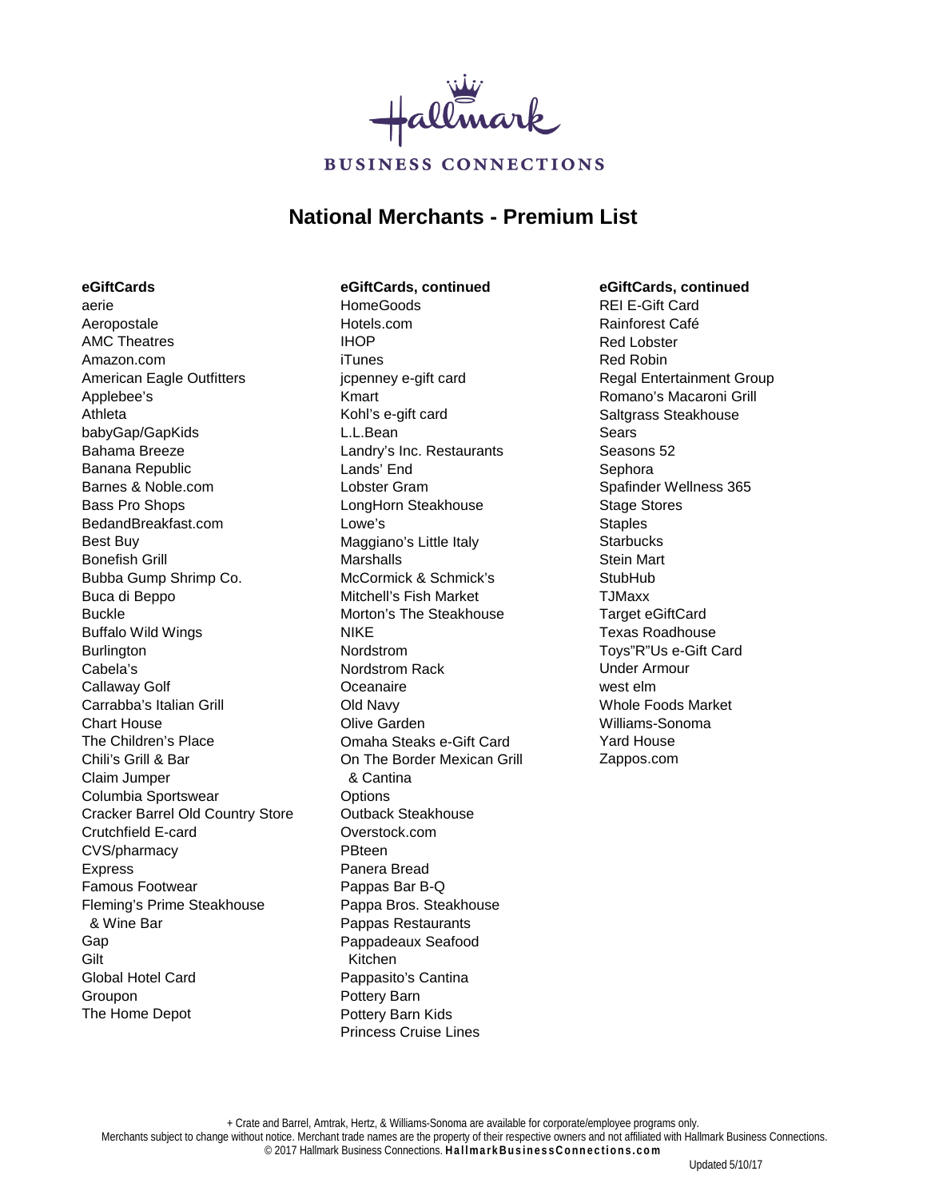Hallmark

BUSINESS CONNECTIONS

# National Merchants - Premium List

**eGiftCards**

aerie
Aeropostale
AMC Theatres
Amazon.com
American Eagle Outfitters
Applebee's
Athleta
babyGap/GapKids
Bahama Breeze
Banana Republic
Barnes & Noble.com
Bass Pro Shops
BedandBreakfast.com
Best Buy
Bonefish Grill
Bubba Gump Shrimp Co.
Buca di Beppo
Buckle
Buffalo Wild Wings
Burlington
Cabela's
Callaway Golf
Carrabba's Italian Grill
Chart House
The Children's Place
Chili's Grill & Bar
Claim Jumper
Columbia Sportswear
Cracker Barrel Old Country Store
Crutchfield E-card
CVS/pharmacy
Express
Famous Footwear
Fleming's Prime Steakhouse & Wine Bar
Gap
Gilt
Global Hotel Card
Groupon
The Home Depot

**eGiftCards, continued**

HomeGoods
Hotels.com
IHOP
iTunes
jcpenney e-gift card
Kmart
Kohl's e-gift card
L.L.Bean
Landry's Inc. Restaurants
Lands' End
Lobster Gram
LongHorn Steakhouse
Lowe's
Maggiano's Little Italy
Marshalls
McCormick & Schmick's
Mitchell's Fish Market
Morton's The Steakhouse
NIKE
Nordstrom
Nordstrom Rack
Oceanaire
Old Navy
Olive Garden
Omaha Steaks e-Gift Card
On The Border Mexican Grill & Cantina
Options
Outback Steakhouse
Overstock.com
PBteen
Panera Bread
Pappas Bar B-Q
Pappa Bros. Steakhouse
Pappas Restaurants
Pappadeaux Seafood Kitchen
Pappasito's Cantina
Pottery Barn
Pottery Barn Kids
Princess Cruise Lines

**eGiftCards, continued**

REI E-Gift Card
Rainforest Café
Red Lobster
Red Robin
Regal Entertainment Group
Romano's Macaroni Grill
Saltgrass Steakhouse
Sears
Seasons 52
Sephora
Spafinder Wellness 365
Stage Stores
Staples
Starbucks
Stein Mart
StubHub
TJMaxx
Target eGiftCard
Texas Roadhouse
Toys"R"Us e-Gift Card
Under Armour
west elm
Whole Foods Market
Williams-Sonoma
Yard House
Zappos.com

+ Crate and Barrel, Amtrak, Hertz, & Williams-Sonoma are available for corporate/employee programs only.
Merchants subject to change without notice. Merchant trade names are the property of their respective owners and not affiliated with Hallmark Business Connections.
© 2017 Hallmark Business Connections. **HallmarkBusinessConnections.com**

Updated 5/10/17